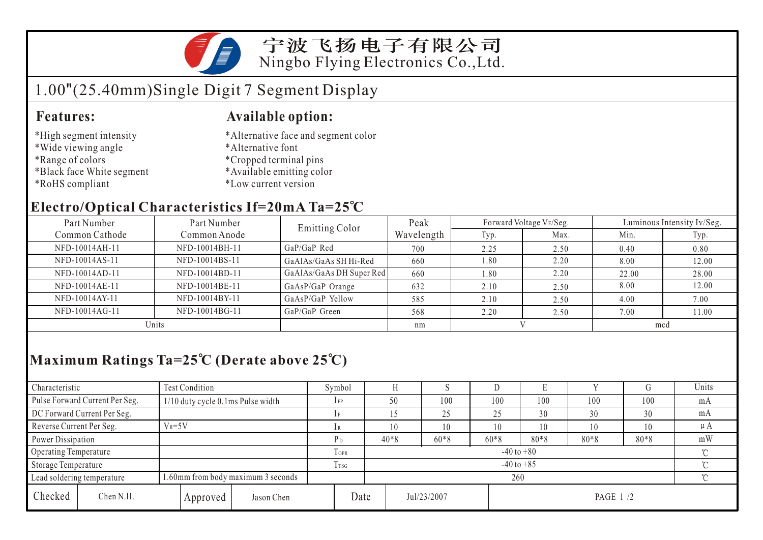# 宁波飞扬电子有限公司
Ningbo Flying Electronics Co.,Ltd.

## 1.00"(25.40mm)Single Digit 7 Segment Display

### Features:

*High segment intensity
*Wide viewing angle
*Range of colors
*Black face White segment
*RoHS compliant

### Available option:

*Alternative face and segment color
*Alternative font
*Cropped terminal pins
*Available emitting color
*Low current version

### Electro/Optical Characteristics If=20mA Ta=25℃

| Part Number Common Cathode | Part Number Common Anode | Emitting Color | Peak Wavelength | Forward Voltage $V_F$/Seg. | | Luminous Intensity Iv/Seg. | |
|---|---|---|---|---|---|---|---|
| | | | | Typ. | Max. | Min. | Typ. |
| NFD-10014AH-11 | NFD-10014BH-11 | GaP/GaP Red | 700 | 2.25 | 2.50 | 0.40 | 0.80 |
| NFD-10014AS-11 | NFD-10014BS-11 | GaAlAs/GaAs SH Hi-Red | 660 | 1.80 | 2.20 | 8.00 | 12.00 |
| NFD-10014AD-11 | NFD-10014BD-11 | GaAlAs/GaAs DH Super Red | 660 | 1.80 | 2.20 | 22.00 | 28.00 |
| NFD-10014AE-11 | NFD-10014BE-11 | GaAsP/GaP Orange | 632 | 2.10 | 2.50 | 8.00 | 12.00 |
| NFD-10014AY-11 | NFD-10014BY-11 | GaAsP/GaP Yellow | 585 | 2.10 | 2.50 | 4.00 | 7.00 |
| NFD-10014AG-11 | NFD-10014BG-11 | GaP/GaP Green | 568 | 2.20 | 2.50 | 7.00 | 11.00 |
| Units | | | nm | V | | mcd | |

### Maximum Ratings Ta=25℃ (Derate above 25℃)

| Characteristic | Test Condition | Symbol | H | S | D | E | Y | G | Units |
|---|---|---|---|---|---|---|---|---|---|
| Pulse Forward Current Per Seg. | 1/10 duty cycle 0.1ms Pulse width | $I_{FP}$ | 50 | 100 | 100 | 100 | 100 | 100 | mA |
| DC Forward Current Per Seg. | | $I_F$ | 15 | 25 | 25 | 30 | 30 | 30 | mA |
| Reverse Current Per Seg. | $V_R$=5V | $I_R$ | 10 | 10 | 10 | 10 | 10 | 10 | μA |
| Power Dissipation | | $P_D$ | 40*8 | 60*8 | 60*8 | 80*8 | 80*8 | 80*8 | mW |
| Operating Temperature | | $T_{OPR}$ | -40 to +80 | | | | | | ℃ |
| Storage Temperature | | $T_{TSG}$ | -40 to +85 | | | | | | ℃ |
| Lead soldering temperature | 1.60mm from body maximum 3 seconds | | 260 | | | | | | ℃ |

| Checked | Chen N.H. | Approved | Jason Chen | Date | Jul/23/2007 |
|---|---|---|---|---|---|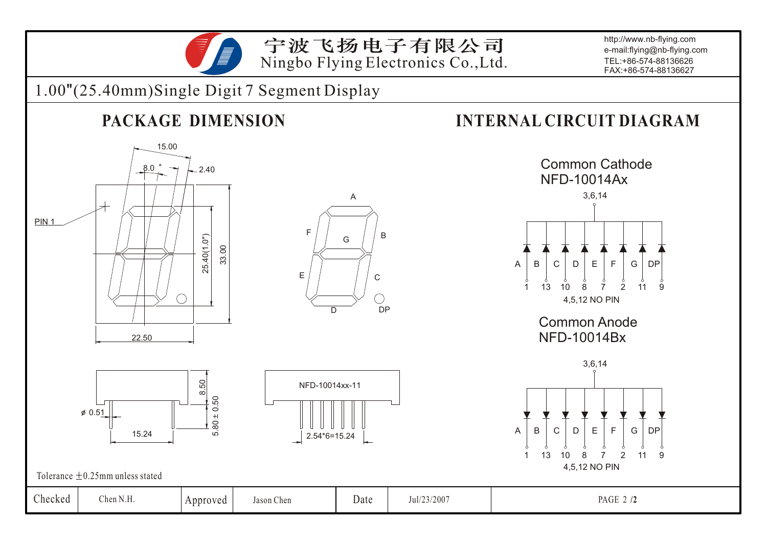宁波飞扬电子有限公司
Ningbo Flying Electronics Co.,Ltd.

http://www.nb-flying.com
e-mail:flying@nb-flying.com
TEL:+86-574-88136626
FAX:+86-574-88136627

1.00"(25.40mm)Single Digit 7 Segment Display

## PACKAGE DIMENSION

15.00
8.0 °
2.40
PIN 1
25.40(1.0")
33.00
22.50

A
F
G
B
E
C
D
DP

8.50
ø 0.51
5.80 ± 0.50
15.24

NFD-10014xx-11
2.54*6=15.24

Tolerance ±0.25mm unless stated

## INTERNAL CIRCUIT DIAGRAM

Common Cathode
NFD-10014Ax

3,6,14
A B C D E F G DP
1 13 10 8 7 2 11 9
4,5,12 NO PIN

Common Anode
NFD-10014Bx

3,6,14
A B C D E F G DP
1 13 10 8 7 2 11 9
4,5,12 NO PIN

| Checked | Chen N.H. | Approved | Jason Chen | Date | Jul/23/2007 |
|---|---|---|---|---|---|